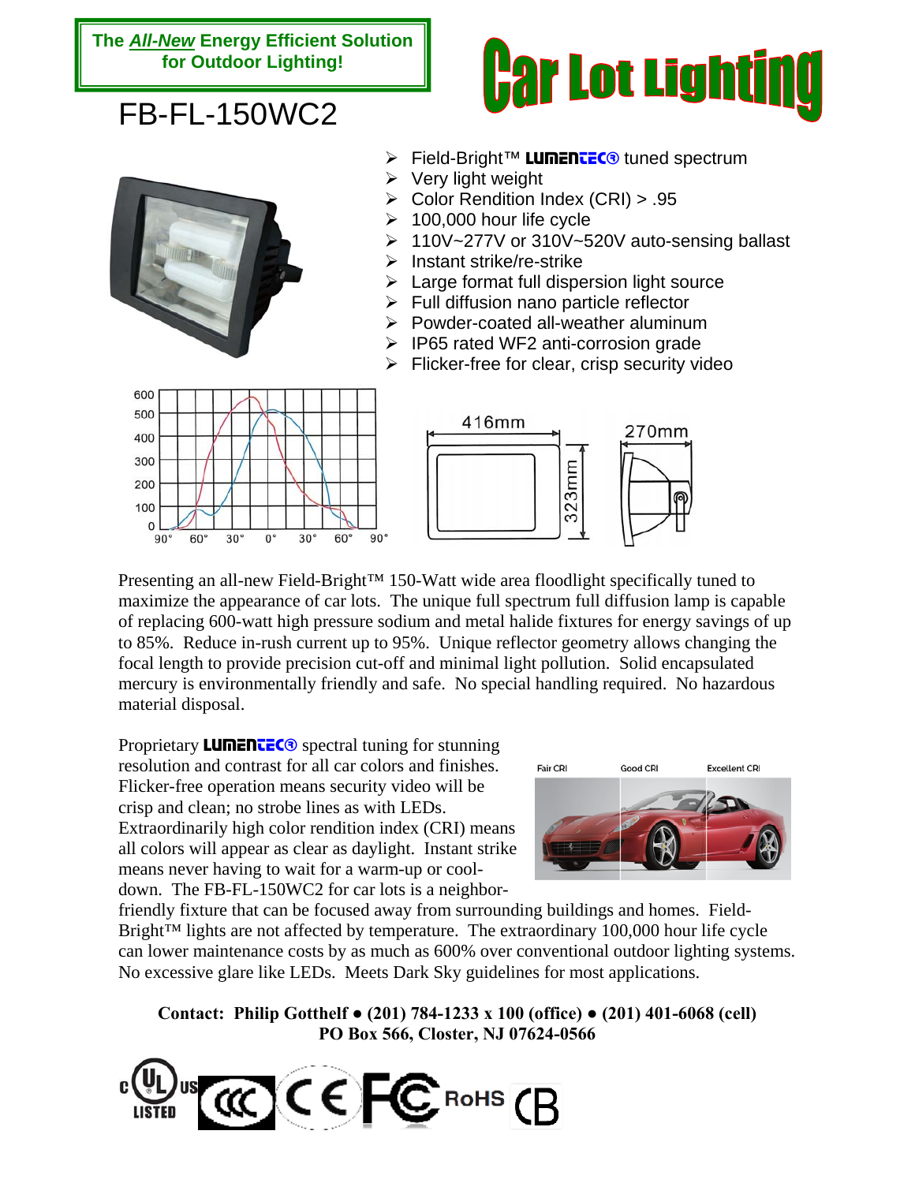**The *All-New* Energy Efficient Solution for Outdoor Lighting!**

# FB-FL-150WC2

# Car Lot Lighting

- Field-Bright™ LUMENTEC® tuned spectrum
- Very light weight
- Color Rendition Index (CRI) > .95
- 100,000 hour life cycle
- 110V~277V or 310V~520V auto-sensing ballast
- Instant strike/re-strike
- Large format full dispersion light source
- Full diffusion nano particle reflector
- Powder-coated all-weather aluminum
- IP65 rated WF2 anti-corrosion grade
- Flicker-free for clear, crisp security video

416mm 323mm 270mm

Presenting an all-new Field-Bright™ 150-Watt wide area floodlight specifically tuned to maximize the appearance of car lots. The unique full spectrum full diffusion lamp is capable of replacing 600-watt high pressure sodium and metal halide fixtures for energy savings of up to 85%. Reduce in-rush current up to 95%. Unique reflector geometry allows changing the focal length to provide precision cut-off and minimal light pollution. Solid encapsulated mercury is environmentally friendly and safe. No special handling required. No hazardous material disposal.

Proprietary LUMENTEC® spectral tuning for stunning resolution and contrast for all car colors and finishes. Flicker-free operation means security video will be crisp and clean; no strobe lines as with LEDs. Extraordinarily high color rendition index (CRI) means all colors will appear as clear as daylight. Instant strike means never having to wait for a warm-up or cool-down. The FB-FL-150WC2 for car lots is a neighbor-friendly fixture that can be focused away from surrounding buildings and homes. Field-Bright™ lights are not affected by temperature. The extraordinary 100,000 hour life cycle can lower maintenance costs by as much as 600% over conventional outdoor lighting systems. No excessive glare like LEDs. Meets Dark Sky guidelines for most applications.

Fair CRI Good CRI Excellent CRI

**Contact: Philip Gotthelf • (201) 784-1233 x 100 (office) • (201) 401-6068 (cell)**
**PO Box 566, Closter, NJ 07624-0566**

c UL US LISTED CCC CE FC RoHS CB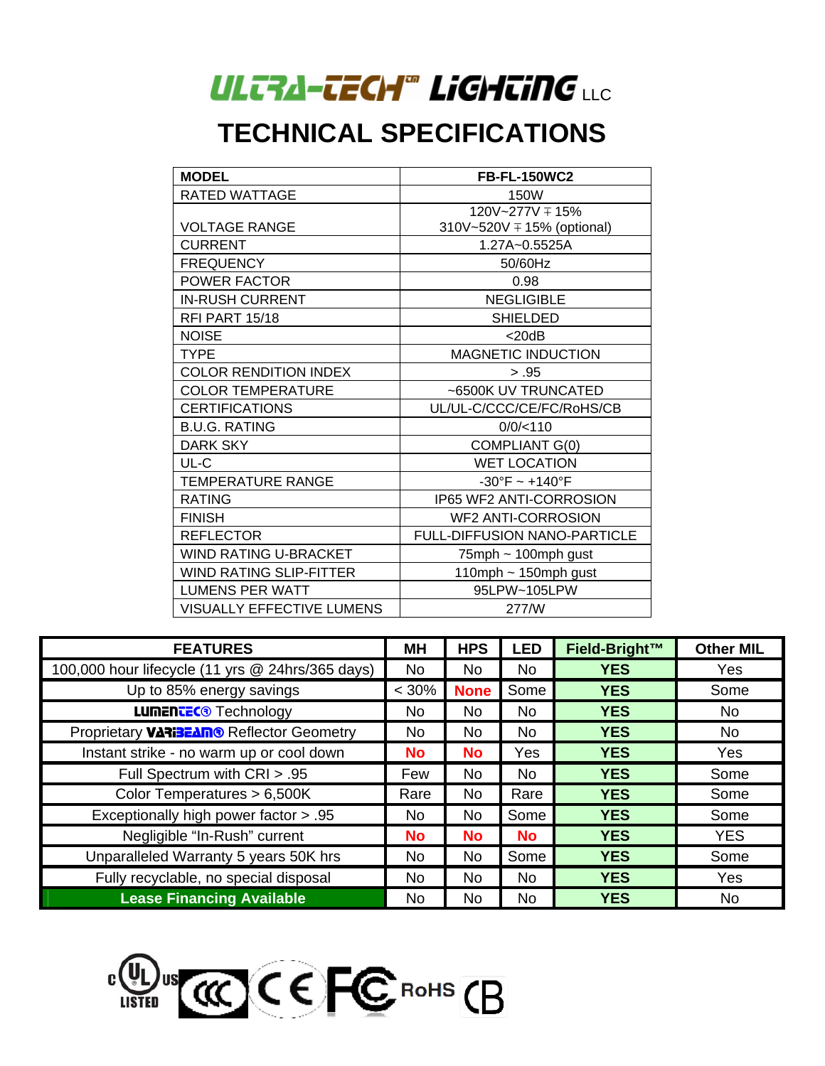# ULTRA-TECH™ LIGHTING LLC

# TECHNICAL SPECIFICATIONS

| MODEL | FB-FL-150WC2 |
|---|---|
| RATED WATTAGE | 150W |
| VOLTAGE RANGE | 120V~277V ∓ 15%<br>310V~520V ∓ 15% (optional) |
| CURRENT | 1.27A~0.5525A |
| FREQUENCY | 50/60Hz |
| POWER FACTOR | 0.98 |
| IN-RUSH CURRENT | NEGLIGIBLE |
| RFI PART 15/18 | SHIELDED |
| NOISE | <20dB |
| TYPE | MAGNETIC INDUCTION |
| COLOR RENDITION INDEX | > .95 |
| COLOR TEMPERATURE | ~6500K UV TRUNCATED |
| CERTIFICATIONS | UL/UL-C/CCC/CE/FC/RoHS/CB |
| B.U.G. RATING | 0/0/<110 |
| DARK SKY | COMPLIANT G(0) |
| UL-C | WET LOCATION |
| TEMPERATURE RANGE | -30°F ~ +140°F |
| RATING | IP65 WF2 ANTI-CORROSION |
| FINISH | WF2 ANTI-CORROSION |
| REFLECTOR | FULL-DIFFUSION NANO-PARTICLE |
| WIND RATING U-BRACKET | 75mph ~ 100mph gust |
| WIND RATING SLIP-FITTER | 110mph ~ 150mph gust |
| LUMENS PER WATT | 95LPW~105LPW |
| VISUALLY EFFECTIVE LUMENS | 277/W |

| FEATURES | MH | HPS | LED | Field-Bright™ | Other MIL |
|---|---|---|---|---|---|
| 100,000 hour lifecycle (11 yrs @ 24hrs/365 days) | No | No | No | **YES** | Yes |
| Up to 85% energy savings | < 30% | **None** | Some | **YES** | Some |
| LUMENTEC® Technology | No | No | No | **YES** | No |
| Proprietary VARIBEAM® Reflector Geometry | No | No | No | **YES** | No |
| Instant strike - no warm up or cool down | **No** | **No** | Yes | **YES** | Yes |
| Full Spectrum with CRI > .95 | Few | No | No | **YES** | Some |
| Color Temperatures > 6,500K | Rare | No | Rare | **YES** | Some |
| Exceptionally high power factor > .95 | No | No | Some | **YES** | Some |
| Negligible "In-Rush" current | **No** | **No** | **No** | **YES** | YES |
| Unparalleled Warranty 5 years 50K hrs | No | No | Some | **YES** | Some |
| Fully recyclable, no special disposal | No | No | No | **YES** | Yes |
| **Lease Financing Available** | No | No | No | **YES** | No |

c UL us LISTED · CCC · CE · FC · RoHS · CB